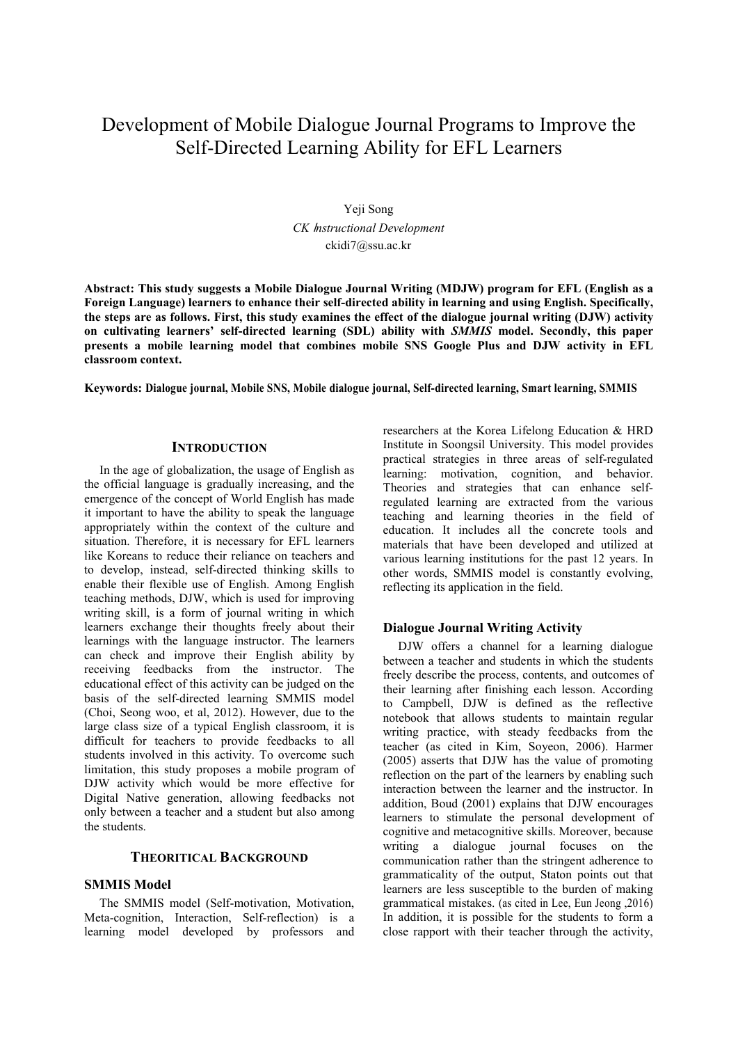# Development of Mobile Dialogue Journal Programs to Improve the Self-Directed Learning Ability for EFL Learners

Yeji Song

*CK Instructional Development*

ckidi7@ssu.ac.kr

**Abstract: This study suggests a Mobile Dialogue Journal Writing (MDJW) program for EFL (English as a Foreign Language) learners to enhance their self-directed ability in learning and using English. Specifically, the steps are as follows. First, this study examines the effect of the dialogue journal writing (DJW) activity on cultivating learners' self-directed learning (SDL) ability with *SMMIS* model. Secondly, this paper presents a mobile learning model that combines mobile SNS Google Plus and DJW activity in EFL classroom context.**

**Keywords: Dialogue journal, Mobile SNS, Mobile dialogue journal, Self-directed learning, Smart learning, SMMIS**

## INTRODUCTION

In the age of globalization, the usage of English as the official language is gradually increasing, and the emergence of the concept of World English has made it important to have the ability to speak the language appropriately within the context of the culture and situation. Therefore, it is necessary for EFL learners like Koreans to reduce their reliance on teachers and to develop, instead, self-directed thinking skills to enable their flexible use of English. Among English teaching methods, DJW, which is used for improving writing skill, is a form of journal writing in which learners exchange their thoughts freely about their learnings with the language instructor. The learners can check and improve their English ability by receiving feedbacks from the instructor. The educational effect of this activity can be judged on the basis of the self-directed learning SMMIS model (Choi, Seong woo, et al, 2012). However, due to the large class size of a typical English classroom, it is difficult for teachers to provide feedbacks to all students involved in this activity. To overcome such limitation, this study proposes a mobile program of DJW activity which would be more effective for Digital Native generation, allowing feedbacks not only between a teacher and a student but also among the students.

## THEORITICAL BACKGROUND

### SMMIS Model

The SMMIS model (Self-motivation, Motivation, Meta-cognition, Interaction, Self-reflection) is a learning model developed by professors and researchers at the Korea Lifelong Education & HRD Institute in Soongsil University. This model provides practical strategies in three areas of self-regulated learning: motivation, cognition, and behavior. Theories and strategies that can enhance self-regulated learning are extracted from the various teaching and learning theories in the field of education. It includes all the concrete tools and materials that have been developed and utilized at various learning institutions for the past 12 years. In other words, SMMIS model is constantly evolving, reflecting its application in the field.

### Dialogue Journal Writing Activity

DJW offers a channel for a learning dialogue between a teacher and students in which the students freely describe the process, contents, and outcomes of their learning after finishing each lesson. According to Campbell, DJW is defined as the reflective notebook that allows students to maintain regular writing practice, with steady feedbacks from the teacher (as cited in Kim, Soyeon, 2006). Harmer (2005) asserts that DJW has the value of promoting reflection on the part of the learners by enabling such interaction between the learner and the instructor. In addition, Boud (2001) explains that DJW encourages learners to stimulate the personal development of cognitive and metacognitive skills. Moreover, because writing a dialogue journal focuses on the communication rather than the stringent adherence to grammaticality of the output, Staton points out that learners are less susceptible to the burden of making grammatical mistakes. (as cited in Lee, Eun Jeong ,2016) In addition, it is possible for the students to form a close rapport with their teacher through the activity,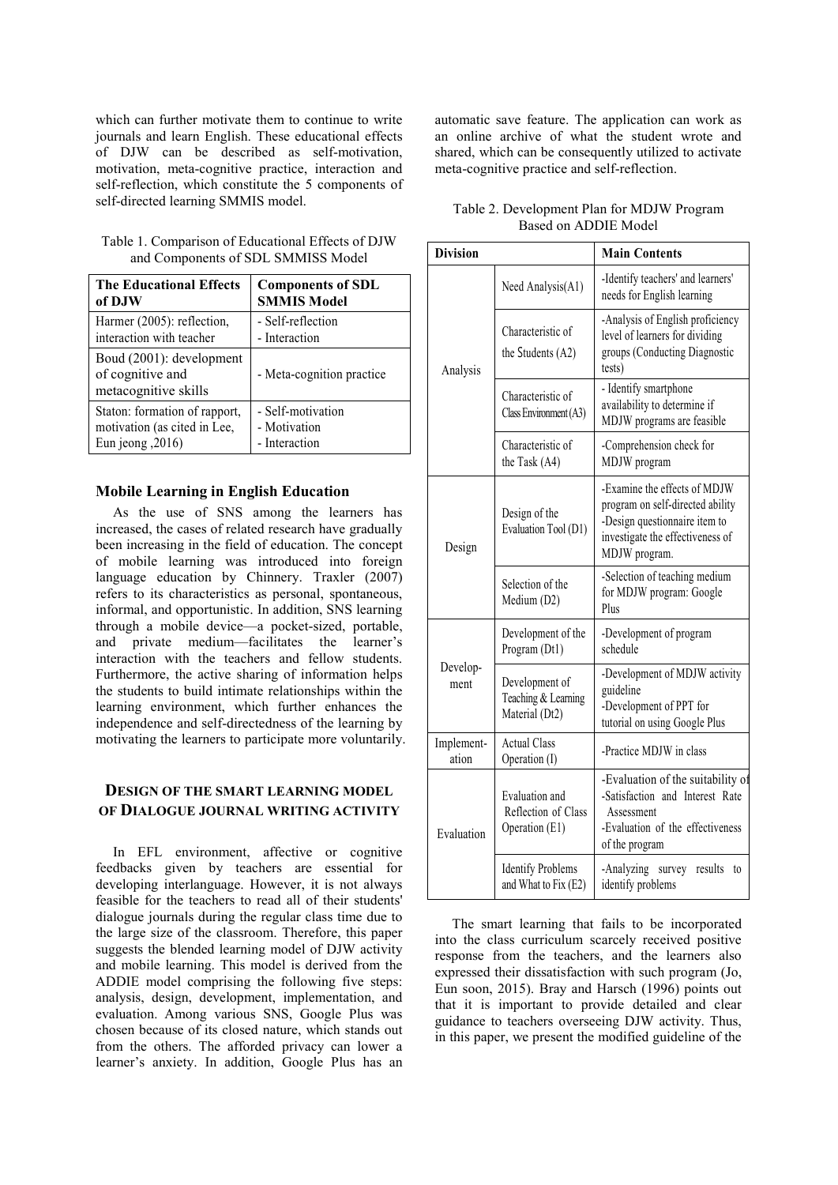which can further motivate them to continue to write journals and learn English. These educational effects of DJW can be described as self-motivation, motivation, meta-cognitive practice, interaction and self-reflection, which constitute the 5 components of self-directed learning SMMIS model.

Table 1. Comparison of Educational Effects of DJW and Components of SDL SMMISS Model

| The Educational Effects of DJW | Components of SDL SMMIS Model |
|---|---|
| Harmer (2005): reflection, interaction with teacher | - Self-reflection<br>- Interaction |
| Boud (2001): development of cognitive and metacognitive skills | - Meta-cognition practice |
| Staton: formation of rapport, motivation (as cited in Lee, Eun jeong ,2016) | - Self-motivation<br>- Motivation<br>- Interaction |

### Mobile Learning in English Education

As the use of SNS among the learners has increased, the cases of related research have gradually been increasing in the field of education. The concept of mobile learning was introduced into foreign language education by Chinnery. Traxler (2007) refers to its characteristics as personal, spontaneous, informal, and opportunistic. In addition, SNS learning through a mobile device—a pocket-sized, portable, and private medium—facilitates the learner's interaction with the teachers and fellow students. Furthermore, the active sharing of information helps the students to build intimate relationships within the learning environment, which further enhances the independence and self-directedness of the learning by motivating the learners to participate more voluntarily.

## Design of the Smart Learning Model of Dialogue Journal Writing Activity

In EFL environment, affective or cognitive feedbacks given by teachers are essential for developing interlanguage. However, it is not always feasible for the teachers to read all of their students' dialogue journals during the regular class time due to the large size of the classroom. Therefore, this paper suggests the blended learning model of DJW activity and mobile learning. This model is derived from the ADDIE model comprising the following five steps: analysis, design, development, implementation, and evaluation. Among various SNS, Google Plus was chosen because of its closed nature, which stands out from the others. The afforded privacy can lower a learner's anxiety. In addition, Google Plus has an automatic save feature. The application can work as an online archive of what the student wrote and shared, which can be consequently utilized to activate meta-cognitive practice and self-reflection.

Table 2. Development Plan for MDJW Program Based on ADDIE Model

| Division | | Main Contents |
|---|---|---|
| Analysis | Need Analysis(A1) | -Identify teachers' and learners' needs for English learning |
| | Characteristic of the Students (A2) | -Analysis of English proficiency level of learners for dividing groups (Conducting Diagnostic tests) |
| | Characteristic of Class Environment (A3) | - Identify smartphone availability to determine if MDJW programs are feasible |
| | Characteristic of the Task (A4) | -Comprehension check for MDJW program |
| Design | Design of the Evaluation Tool (D1) | -Examine the effects of MDJW program on self-directed ability<br>-Design questionnaire item to investigate the effectiveness of MDJW program. |
| | Selection of the Medium (D2) | -Selection of teaching medium for MDJW program: Google Plus |
| Develop-ment | Development of the Program (Dt1) | -Development of program schedule |
| | Development of Teaching & Learning Material (Dt2) | -Development of MDJW activity guideline<br>-Development of PPT for tutorial on using Google Plus |
| Implement-ation | Actual Class Operation (I) | -Practice MDJW in class |
| Evaluation | Evaluation and Reflection of Class Operation (E1) | -Evaluation of the suitability of<br>-Satisfaction and Interest Rate Assessment<br>-Evaluation of the effectiveness of the program |
| | Identify Problems and What to Fix (E2) | -Analyzing survey results to identify problems |

The smart learning that fails to be incorporated into the class curriculum scarcely received positive response from the teachers, and the learners also expressed their dissatisfaction with such program (Jo, Eun soon, 2015). Bray and Harsch (1996) points out that it is important to provide detailed and clear guidance to teachers overseeing DJW activity. Thus, in this paper, we present the modified guideline of the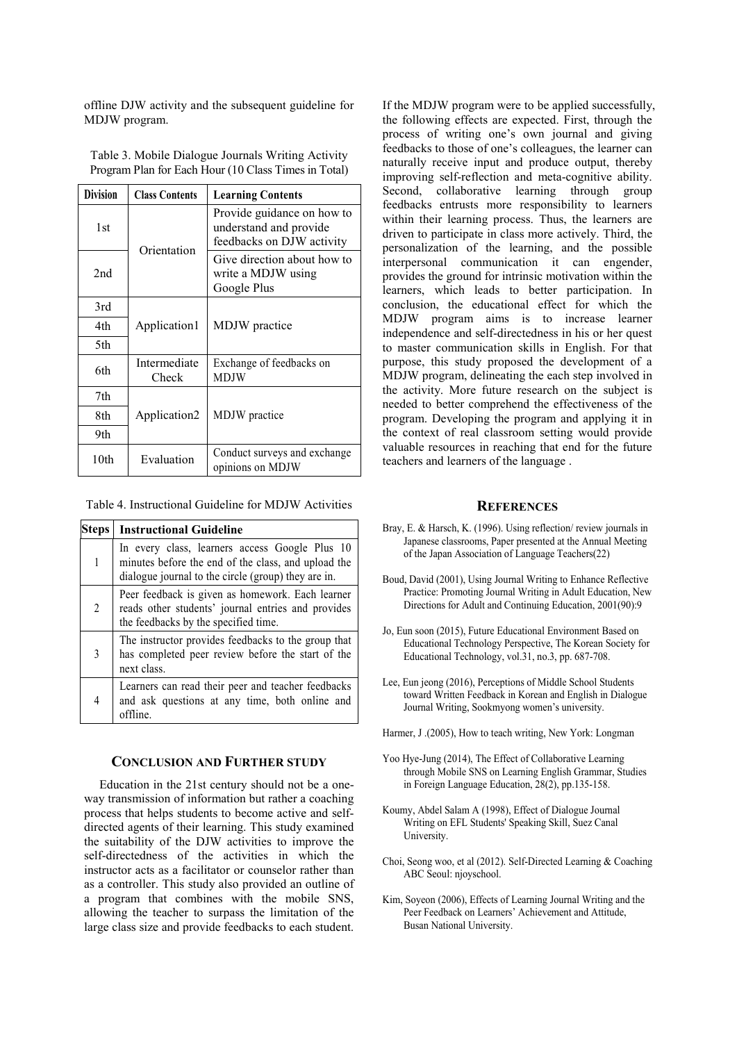offline DJW activity and the subsequent guideline for MDJW program.

Table 3. Mobile Dialogue Journals Writing Activity Program Plan for Each Hour (10 Class Times in Total)

| Division | Class Contents | Learning Contents |
|---|---|---|
| 1st | Orientation | Provide guidance on how to understand and provide feedbacks on DJW activity |
| 2nd | | Give direction about how to write a MDJW using Google Plus |
| 3rd | Application1 | MDJW practice |
| 4th | | |
| 5th | | |
| 6th | Intermediate Check | Exchange of feedbacks on MDJW |
| 7th | Application2 | MDJW practice |
| 8th | | |
| 9th | | |
| 10th | Evaluation | Conduct surveys and exchange opinions on MDJW |

Table 4. Instructional Guideline for MDJW Activities

| Steps | Instructional Guideline |
|---|---|
| 1 | In every class, learners access Google Plus 10 minutes before the end of the class, and upload the dialogue journal to the circle (group) they are in. |
| 2 | Peer feedback is given as homework. Each learner reads other students' journal entries and provides the feedbacks by the specified time. |
| 3 | The instructor provides feedbacks to the group that has completed peer review before the start of the next class. |
| 4 | Learners can read their peer and teacher feedbacks and ask questions at any time, both online and offline. |

## CONCLUSION AND FURTHER STUDY

Education in the 21st century should not be a one-way transmission of information but rather a coaching process that helps students to become active and self-directed agents of their learning. This study examined the suitability of the DJW activities to improve the self-directedness of the activities in which the instructor acts as a facilitator or counselor rather than as a controller. This study also provided an outline of a program that combines with the mobile SNS, allowing the teacher to surpass the limitation of the large class size and provide feedbacks to each student. If the MDJW program were to be applied successfully, the following effects are expected. First, through the process of writing one's own journal and giving feedbacks to those of one's colleagues, the learner can naturally receive input and produce output, thereby improving self-reflection and meta-cognitive ability. Second, collaborative learning through group feedbacks entrusts more responsibility to learners within their learning process. Thus, the learners are driven to participate in class more actively. Third, the personalization of the learning, and the possible interpersonal communication it can engender, provides the ground for intrinsic motivation within the learners, which leads to better participation. In conclusion, the educational effect for which the MDJW program aims is to increase learner independence and self-directedness in his or her quest to master communication skills in English. For that purpose, this study proposed the development of a MDJW program, delineating the each step involved in the activity. More future research on the subject is needed to better comprehend the effectiveness of the program. Developing the program and applying it in the context of real classroom setting would provide valuable resources in reaching that end for the future teachers and learners of the language .

## REFERENCES

Bray, E. & Harsch, K. (1996). Using reflection/ review journals in Japanese classrooms, Paper presented at the Annual Meeting of the Japan Association of Language Teachers(22)

Boud, David (2001), Using Journal Writing to Enhance Reflective Practice: Promoting Journal Writing in Adult Education, New Directions for Adult and Continuing Education, 2001(90):9

Jo, Eun soon (2015), Future Educational Environment Based on Educational Technology Perspective, The Korean Society for Educational Technology, vol.31, no.3, pp. 687-708.

Lee, Eun jeong (2016), Perceptions of Middle School Students toward Written Feedback in Korean and English in Dialogue Journal Writing, Sookmyong women's university.

Harmer, J .(2005), How to teach writing, New York: Longman

Yoo Hye-Jung (2014), The Effect of Collaborative Learning through Mobile SNS on Learning English Grammar, Studies in Foreign Language Education, 28(2), pp.135-158.

Koumy, Abdel Salam A (1998), Effect of Dialogue Journal Writing on EFL Students' Speaking Skill, Suez Canal University.

Choi, Seong woo, et al (2012). Self-Directed Learning & Coaching ABC Seoul: njoyschool.

Kim, Soyeon (2006), Effects of Learning Journal Writing and the Peer Feedback on Learners' Achievement and Attitude, Busan National University.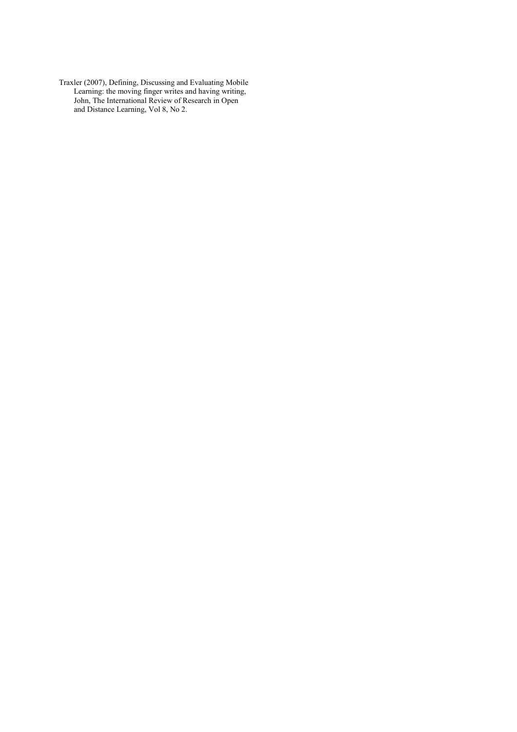Traxler (2007), Defining, Discussing and Evaluating Mobile Learning: the moving finger writes and having writing, John, The International Review of Research in Open and Distance Learning, Vol 8, No 2.